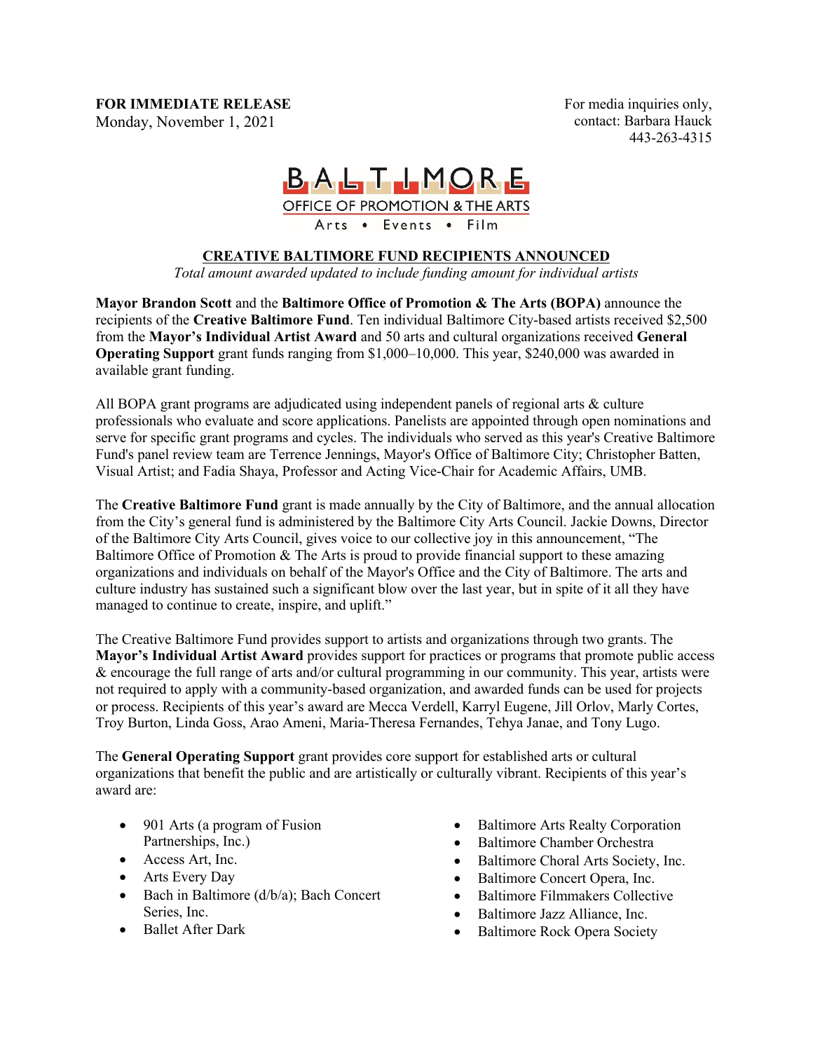**FOR IMMEDIATE RELEASE**
Monday, November 1, 2021

For media inquiries only,
contact: Barbara Hauck
443-263-4315

BALTIMORE
OFFICE OF PROMOTION & THE ARTS
Arts • Events • Film

## CREATIVE BALTIMORE FUND RECIPIENTS ANNOUNCED

*Total amount awarded updated to include funding amount for individual artists*

**Mayor Brandon Scott** and the **Baltimore Office of Promotion & The Arts (BOPA)** announce the recipients of the **Creative Baltimore Fund**. Ten individual Baltimore City-based artists received $2,500 from the **Mayor's Individual Artist Award** and 50 arts and cultural organizations received **General Operating Support** grant funds ranging from $1,000–10,000. This year, $240,000 was awarded in available grant funding.

All BOPA grant programs are adjudicated using independent panels of regional arts & culture professionals who evaluate and score applications. Panelists are appointed through open nominations and serve for specific grant programs and cycles. The individuals who served as this year's Creative Baltimore Fund's panel review team are Terrence Jennings, Mayor's Office of Baltimore City; Christopher Batten, Visual Artist; and Fadia Shaya, Professor and Acting Vice-Chair for Academic Affairs, UMB.

The **Creative Baltimore Fund** grant is made annually by the City of Baltimore, and the annual allocation from the City's general fund is administered by the Baltimore City Arts Council. Jackie Downs, Director of the Baltimore City Arts Council, gives voice to our collective joy in this announcement, "The Baltimore Office of Promotion & The Arts is proud to provide financial support to these amazing organizations and individuals on behalf of the Mayor's Office and the City of Baltimore. The arts and culture industry has sustained such a significant blow over the last year, but in spite of it all they have managed to continue to create, inspire, and uplift."

The Creative Baltimore Fund provides support to artists and organizations through two grants. The **Mayor's Individual Artist Award** provides support for practices or programs that promote public access & encourage the full range of arts and/or cultural programming in our community. This year, artists were not required to apply with a community-based organization, and awarded funds can be used for projects or process. Recipients of this year's award are Mecca Verdell, Karryl Eugene, Jill Orlov, Marly Cortes, Troy Burton, Linda Goss, Arao Ameni, Maria-Theresa Fernandes, Tehya Janae, and Tony Lugo.

The **General Operating Support** grant provides core support for established arts or cultural organizations that benefit the public and are artistically or culturally vibrant. Recipients of this year's award are:

- 901 Arts (a program of Fusion Partnerships, Inc.)
- Access Art, Inc.
- Arts Every Day
- Bach in Baltimore (d/b/a); Bach Concert Series, Inc.
- Ballet After Dark
- Baltimore Arts Realty Corporation
- Baltimore Chamber Orchestra
- Baltimore Choral Arts Society, Inc.
- Baltimore Concert Opera, Inc.
- Baltimore Filmmakers Collective
- Baltimore Jazz Alliance, Inc.
- Baltimore Rock Opera Society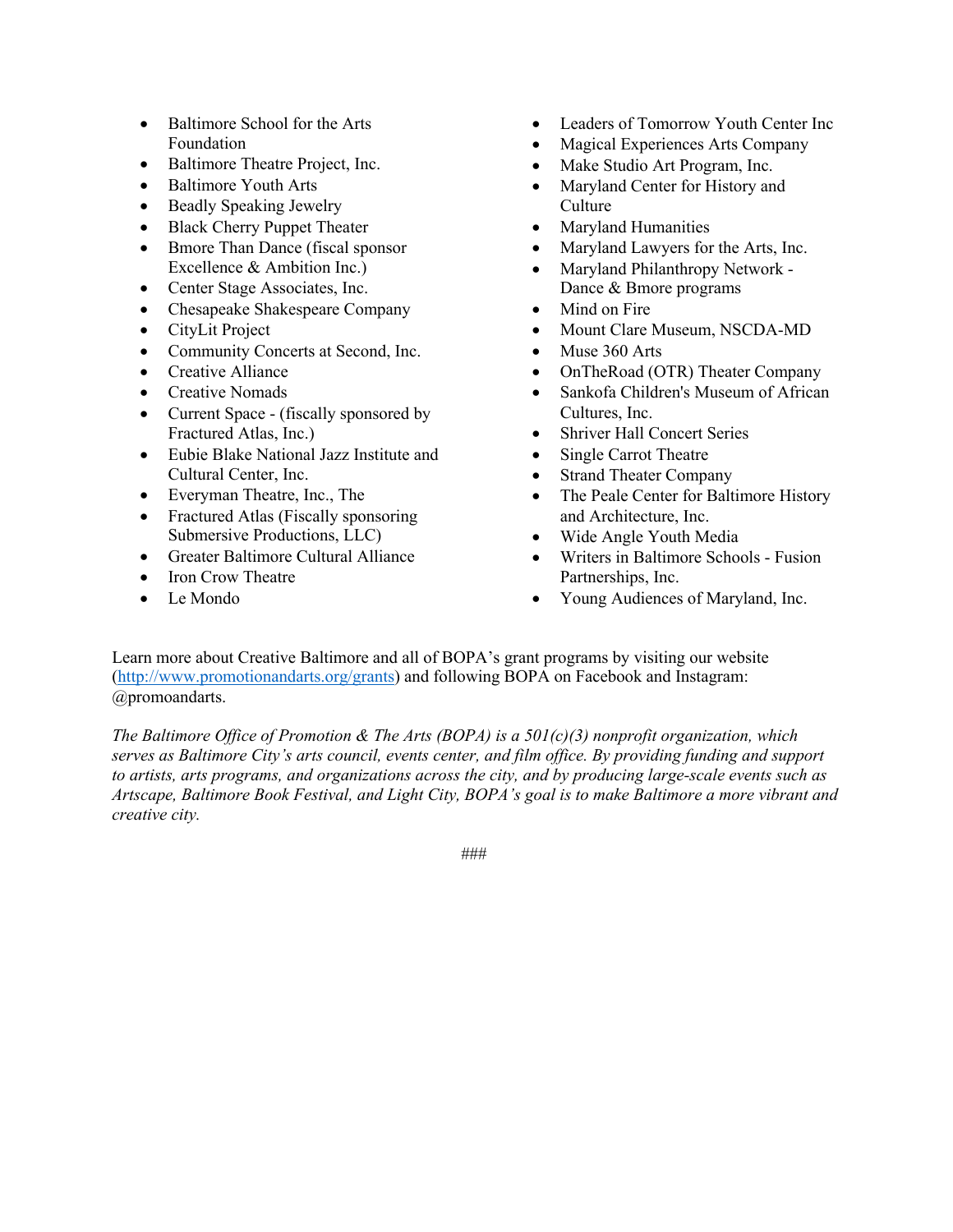- Baltimore School for the Arts Foundation
- Baltimore Theatre Project, Inc.
- Baltimore Youth Arts
- Beadly Speaking Jewelry
- Black Cherry Puppet Theater
- Bmore Than Dance (fiscal sponsor Excellence & Ambition Inc.)
- Center Stage Associates, Inc.
- Chesapeake Shakespeare Company
- CityLit Project
- Community Concerts at Second, Inc.
- Creative Alliance
- Creative Nomads
- Current Space - (fiscally sponsored by Fractured Atlas, Inc.)
- Eubie Blake National Jazz Institute and Cultural Center, Inc.
- Everyman Theatre, Inc., The
- Fractured Atlas (Fiscally sponsoring Submersive Productions, LLC)
- Greater Baltimore Cultural Alliance
- Iron Crow Theatre
- Le Mondo
- Leaders of Tomorrow Youth Center Inc
- Magical Experiences Arts Company
- Make Studio Art Program, Inc.
- Maryland Center for History and Culture
- Maryland Humanities
- Maryland Lawyers for the Arts, Inc.
- Maryland Philanthropy Network - Dance & Bmore programs
- Mind on Fire
- Mount Clare Museum, NSCDA-MD
- Muse 360 Arts
- OnTheRoad (OTR) Theater Company
- Sankofa Children's Museum of African Cultures, Inc.
- Shriver Hall Concert Series
- Single Carrot Theatre
- Strand Theater Company
- The Peale Center for Baltimore History and Architecture, Inc.
- Wide Angle Youth Media
- Writers in Baltimore Schools - Fusion Partnerships, Inc.
- Young Audiences of Maryland, Inc.

Learn more about Creative Baltimore and all of BOPA's grant programs by visiting our website (http://www.promotionandarts.org/grants) and following BOPA on Facebook and Instagram: @promoandarts.

*The Baltimore Office of Promotion & The Arts (BOPA) is a 501(c)(3) nonprofit organization, which serves as Baltimore City's arts council, events center, and film office. By providing funding and support to artists, arts programs, and organizations across the city, and by producing large-scale events such as Artscape, Baltimore Book Festival, and Light City, BOPA's goal is to make Baltimore a more vibrant and creative city.*

###